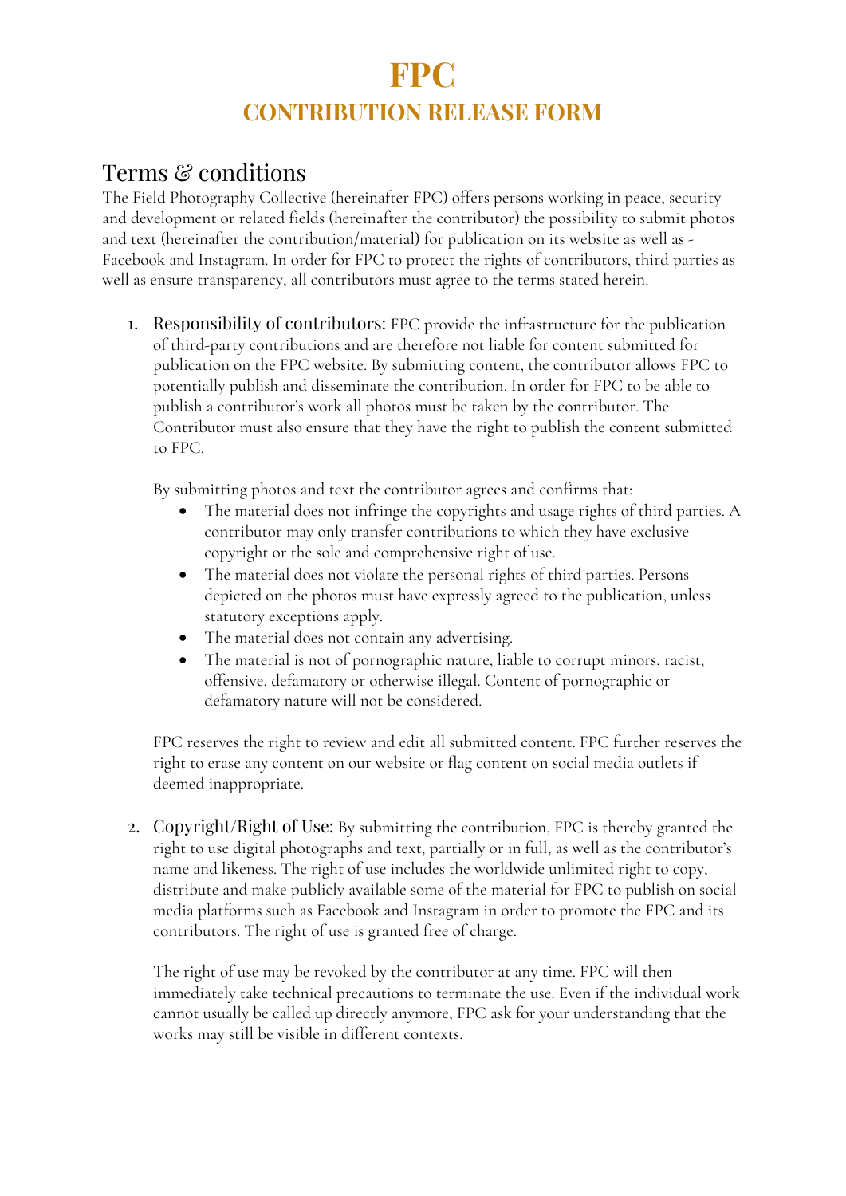# FPC

## CONTRIBUTION RELEASE FORM

## Terms & conditions

The Field Photography Collective (hereinafter FPC) offers persons working in peace, security and development or related fields (hereinafter the contributor) the possibility to submit photos and text (hereinafter the contribution/material) for publication on its website as well as - Facebook and Instagram. In order for FPC to protect the rights of contributors, third parties as well as ensure transparency, all contributors must agree to the terms stated herein.

1. **Responsibility of contributors:** FPC provide the infrastructure for the publication of third-party contributions and are therefore not liable for content submitted for publication on the FPC website. By submitting content, the contributor allows FPC to potentially publish and disseminate the contribution. In order for FPC to be able to publish a contributor's work all photos must be taken by the contributor. The Contributor must also ensure that they have the right to publish the content submitted to FPC.

   By submitting photos and text the contributor agrees and confirms that:
   - The material does not infringe the copyrights and usage rights of third parties. A contributor may only transfer contributions to which they have exclusive copyright or the sole and comprehensive right of use.
   - The material does not violate the personal rights of third parties. Persons depicted on the photos must have expressly agreed to the publication, unless statutory exceptions apply.
   - The material does not contain any advertising.
   - The material is not of pornographic nature, liable to corrupt minors, racist, offensive, defamatory or otherwise illegal. Content of pornographic or defamatory nature will not be considered.

   FPC reserves the right to review and edit all submitted content. FPC further reserves the right to erase any content on our website or flag content on social media outlets if deemed inappropriate.

2. **Copyright/Right of Use:** By submitting the contribution, FPC is thereby granted the right to use digital photographs and text, partially or in full, as well as the contributor's name and likeness. The right of use includes the worldwide unlimited right to copy, distribute and make publicly available some of the material for FPC to publish on social media platforms such as Facebook and Instagram in order to promote the FPC and its contributors. The right of use is granted free of charge.

   The right of use may be revoked by the contributor at any time. FPC will then immediately take technical precautions to terminate the use. Even if the individual work cannot usually be called up directly anymore, FPC ask for your understanding that the works may still be visible in different contexts.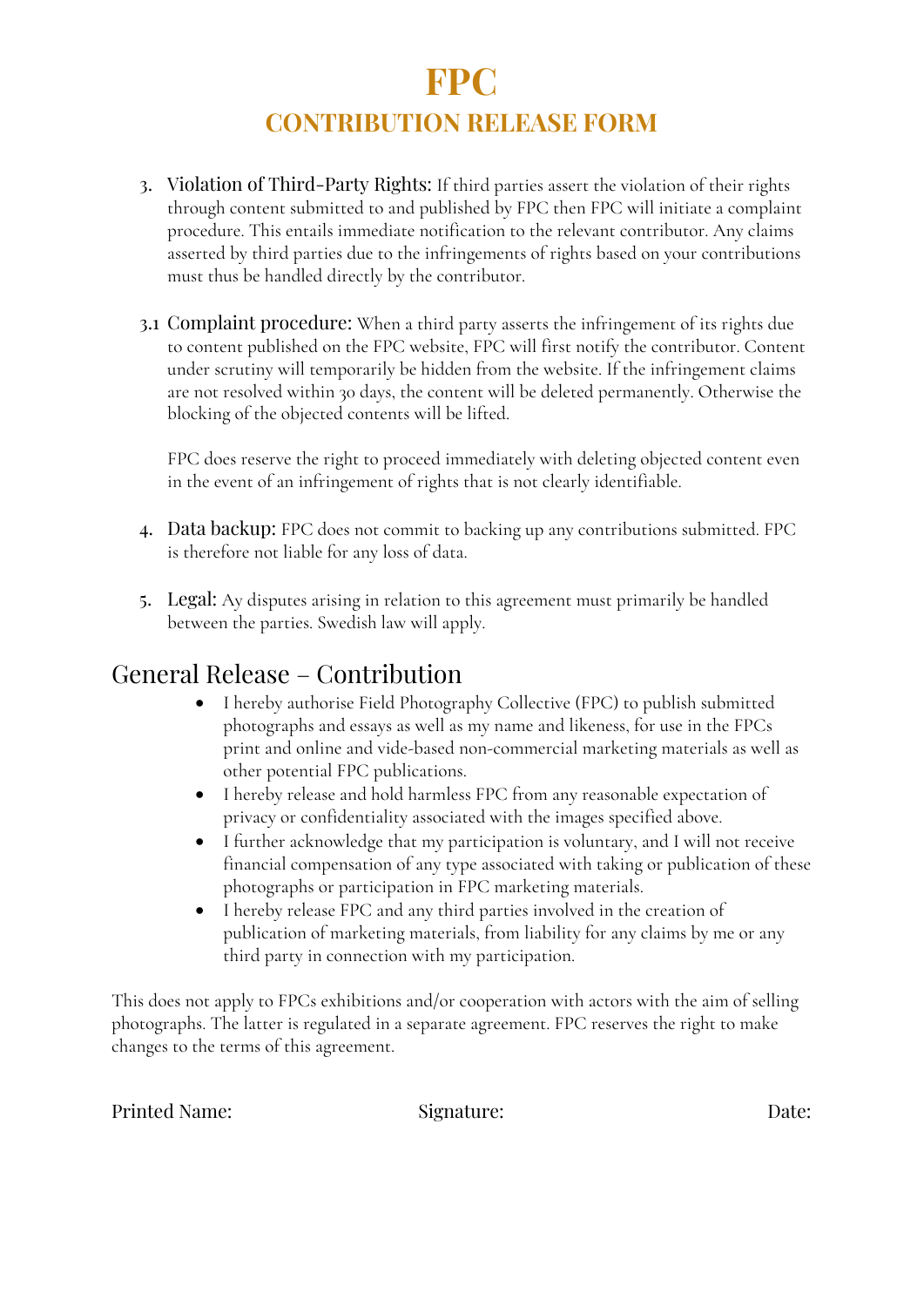# FPC
## CONTRIBUTION RELEASE FORM

3. Violation of Third-Party Rights: If third parties assert the violation of their rights through content submitted to and published by FPC then FPC will initiate a complaint procedure. This entails immediate notification to the relevant contributor. Any claims asserted by third parties due to the infringements of rights based on your contributions must thus be handled directly by the contributor.

3.1 Complaint procedure: When a third party asserts the infringement of its rights due to content published on the FPC website, FPC will first notify the contributor. Content under scrutiny will temporarily be hidden from the website. If the infringement claims are not resolved within 30 days, the content will be deleted permanently. Otherwise the blocking of the objected contents will be lifted.

FPC does reserve the right to proceed immediately with deleting objected content even in the event of an infringement of rights that is not clearly identifiable.

4. Data backup: FPC does not commit to backing up any contributions submitted. FPC is therefore not liable for any loss of data.

5. Legal: Ay disputes arising in relation to this agreement must primarily be handled between the parties. Swedish law will apply.

## General Release – Contribution

- I hereby authorise Field Photography Collective (FPC) to publish submitted photographs and essays as well as my name and likeness, for use in the FPCs print and online and vide-based non-commercial marketing materials as well as other potential FPC publications.
- I hereby release and hold harmless FPC from any reasonable expectation of privacy or confidentiality associated with the images specified above.
- I further acknowledge that my participation is voluntary, and I will not receive financial compensation of any type associated with taking or publication of these photographs or participation in FPC marketing materials.
- I hereby release FPC and any third parties involved in the creation of publication of marketing materials, from liability for any claims by me or any third party in connection with my participation.

This does not apply to FPCs exhibitions and/or cooperation with actors with the aim of selling photographs. The latter is regulated in a separate agreement. FPC reserves the right to make changes to the terms of this agreement.

Printed Name: Signature: Date: